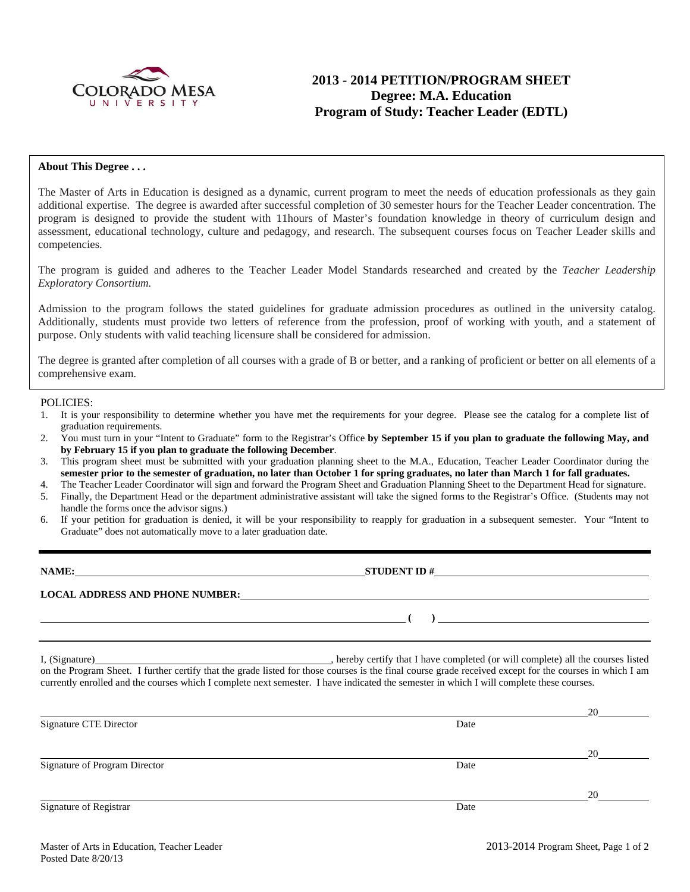COLORADO MESA UNIVERSITY

# 2013 - 2014 PETITION/PROGRAM SHEET
## Degree: M.A. Education
## Program of Study: Teacher Leader (EDTL)

**About This Degree . . .**

The Master of Arts in Education is designed as a dynamic, current program to meet the needs of education professionals as they gain additional expertise. The degree is awarded after successful completion of 30 semester hours for the Teacher Leader concentration. The program is designed to provide the student with 11hours of Master's foundation knowledge in theory of curriculum design and assessment, educational technology, culture and pedagogy, and research. The subsequent courses focus on Teacher Leader skills and competencies.

The program is guided and adheres to the Teacher Leader Model Standards researched and created by the *Teacher Leadership Exploratory Consortium.*

Admission to the program follows the stated guidelines for graduate admission procedures as outlined in the university catalog. Additionally, students must provide two letters of reference from the profession, proof of working with youth, and a statement of purpose. Only students with valid teaching licensure shall be considered for admission.

The degree is granted after completion of all courses with a grade of B or better, and a ranking of proficient or better on all elements of a comprehensive exam.

POLICIES:

1. It is your responsibility to determine whether you have met the requirements for your degree. Please see the catalog for a complete list of graduation requirements.
2. You must turn in your "Intent to Graduate" form to the Registrar's Office **by September 15 if you plan to graduate the following May, and by February 15 if you plan to graduate the following December**.
3. This program sheet must be submitted with your graduation planning sheet to the M.A., Education, Teacher Leader Coordinator during the **semester prior to the semester of graduation, no later than October 1 for spring graduates, no later than March 1 for fall graduates.**
4. The Teacher Leader Coordinator will sign and forward the Program Sheet and Graduation Planning Sheet to the Department Head for signature.
5. Finally, the Department Head or the department administrative assistant will take the signed forms to the Registrar's Office. (Students may not handle the forms once the advisor signs.)
6. If your petition for graduation is denied, it will be your responsibility to reapply for graduation in a subsequent semester. Your "Intent to Graduate" does not automatically move to a later graduation date.

**NAME:** ______________________________ **STUDENT ID #** ______________________________

**LOCAL ADDRESS AND PHONE NUMBER:** ______________________________

______________________________ ( ) ______________________________

I, (Signature) ______________________________, hereby certify that I have completed (or will complete) all the courses listed on the Program Sheet. I further certify that the grade listed for those courses is the final course grade received except for the courses in which I am currently enrolled and the courses which I complete next semester. I have indicated the semester in which I will complete these courses.

______________________________ 20____
Signature CTE Director Date

______________________________ 20____
Signature of Program Director Date

______________________________ 20____
Signature of Registrar Date

Master of Arts in Education, Teacher Leader
Posted Date 8/20/13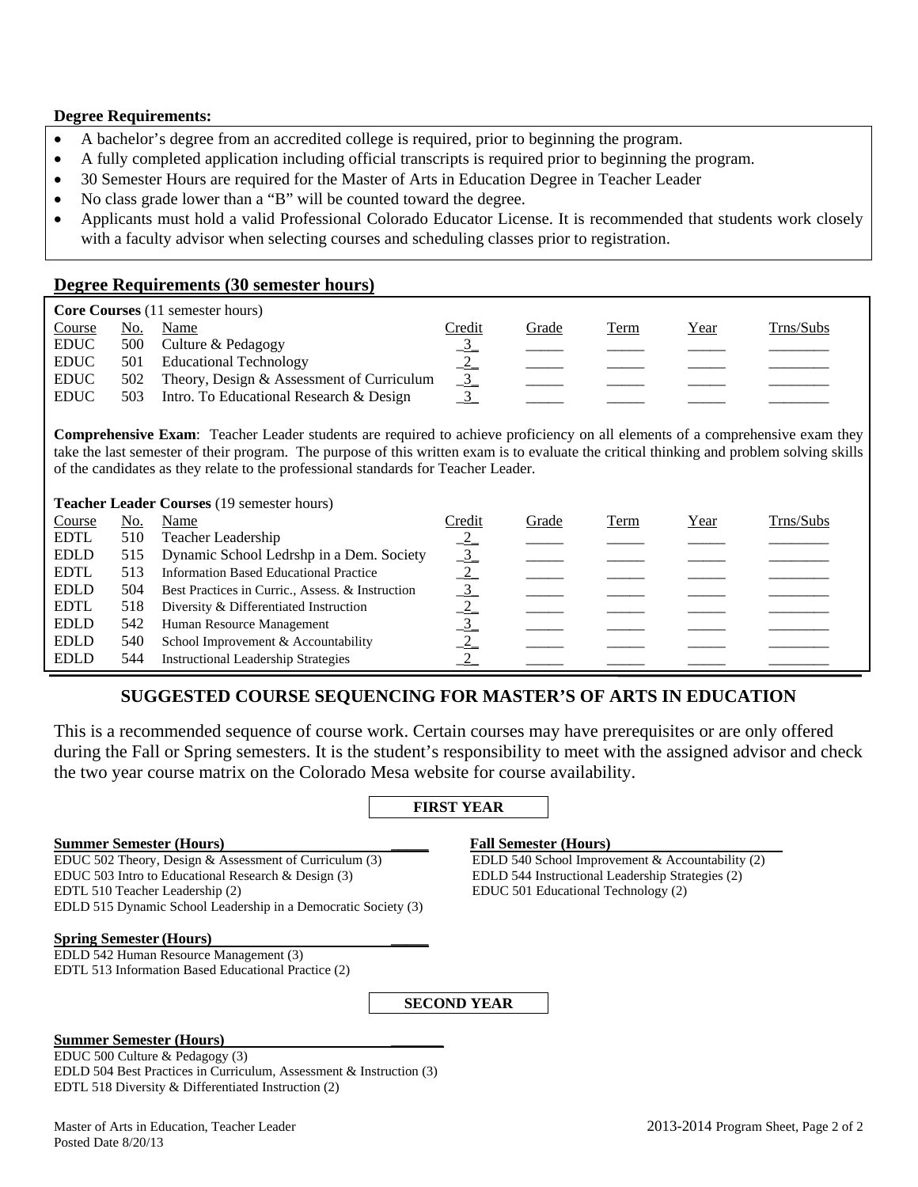**Degree Requirements:**

- A bachelor's degree from an accredited college is required, prior to beginning the program.
- A fully completed application including official transcripts is required prior to beginning the program.
- 30 Semester Hours are required for the Master of Arts in Education Degree in Teacher Leader
- No class grade lower than a "B" will be counted toward the degree.
- Applicants must hold a valid Professional Colorado Educator License. It is recommended that students work closely with a faculty advisor when selecting courses and scheduling classes prior to registration.

## Degree Requirements (30 semester hours)

**Core Courses** (11 semester hours)

| Course | No. | Name | Credit | Grade | Term | Year | Trns/Subs |
|---|---|---|---|---|---|---|---|
| EDUC | 500 | Culture & Pedagogy | 3 | | | | |
| EDUC | 501 | Educational Technology | 2 | | | | |
| EDUC | 502 | Theory, Design & Assessment of Curriculum | 3 | | | | |
| EDUC | 503 | Intro. To Educational Research & Design | 3 | | | | |

**Comprehensive Exam**: Teacher Leader students are required to achieve proficiency on all elements of a comprehensive exam they take the last semester of their program. The purpose of this written exam is to evaluate the critical thinking and problem solving skills of the candidates as they relate to the professional standards for Teacher Leader.

**Teacher Leader Courses** (19 semester hours)

| Course | No. | Name | Credit | Grade | Term | Year | Trns/Subs |
|---|---|---|---|---|---|---|---|
| EDTL | 510 | Teacher Leadership | 2 | | | | |
| EDLD | 515 | Dynamic School Ledrshp in a Dem. Society | 3 | | | | |
| EDTL | 513 | Information Based Educational Practice | 2 | | | | |
| EDLD | 504 | Best Practices in Curric., Assess. & Instruction | 3 | | | | |
| EDTL | 518 | Diversity & Differentiated Instruction | 2 | | | | |
| EDLD | 542 | Human Resource Management | 3 | | | | |
| EDLD | 540 | School Improvement & Accountability | 2 | | | | |
| EDLD | 544 | Instructional Leadership Strategies | 2 | | | | |

## SUGGESTED COURSE SEQUENCING FOR MASTER'S OF ARTS IN EDUCATION

This is a recommended sequence of course work. Certain courses may have prerequisites or are only offered during the Fall or Spring semesters. It is the student's responsibility to meet with the assigned advisor and check the two year course matrix on the Colorado Mesa website for course availability.

### FIRST YEAR

**Summer Semester (Hours)** \_\_\_\_\_

EDUC 502 Theory, Design & Assessment of Curriculum (3)
EDUC 503 Intro to Educational Research & Design (3)
EDTL 510 Teacher Leadership (2)
EDLD 515 Dynamic School Leadership in a Democratic Society (3)

**Fall Semester (Hours)**

EDLD 540 School Improvement & Accountability (2)
EDLD 544 Instructional Leadership Strategies (2)
EDUC 501 Educational Technology (2)

**Spring Semester (Hours)** \_\_\_\_\_

EDLD 542 Human Resource Management (3)
EDTL 513 Information Based Educational Practice (2)

### SECOND YEAR

**Summer Semester (Hours)** \_\_\_\_\_\_\_

EDUC 500 Culture & Pedagogy (3)
EDLD 504 Best Practices in Curriculum, Assessment & Instruction (3)
EDTL 518 Diversity & Differentiated Instruction (2)

Master of Arts in Education, Teacher Leader
Posted Date 8/20/13